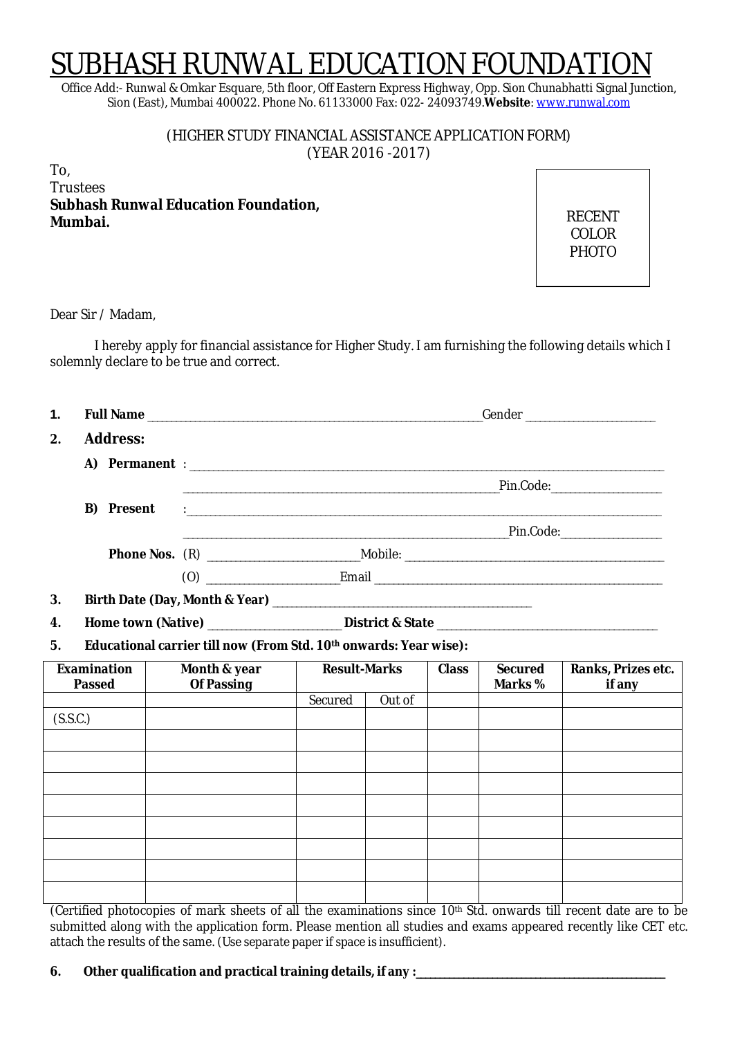# SUBHASH RUNWAL EDUCATION FOUNDATION

Office Add:- Runwal & Omkar Esquare, 5th floor, Off Eastern Express Highway, Opp. Sion Chunabhatti Signal Junction, Sion (East), Mumbai 400022. Phone No. 61133000 Fax: 022- 24093749.**Website**: www.runwal.com

(HIGHER STUDY FINANCIAL ASSISTANCE APPLICATION FORM)
(YEAR 2016 -2017)

To,
Trustees
**Subhash Runwal Education Foundation,**
**Mumbai.**

RECENT COLOR PHOTO

Dear Sir / Madam,

I hereby apply for financial assistance for Higher Study. I am furnishing the following details which I solemnly declare to be true and correct.

**1. Full Name** ______________________________ Gender ____________

**2. Address:**

**A) Permanent** : ______________________________________________

______________________________ Pin.Code: ____________

**B) Present** : ______________________________________________

______________________________ Pin.Code: ____________

**Phone Nos.** (R) ______________ Mobile: ______________________

(O) ______________ Email ______________________

**3. Birth Date (Day, Month & Year)** ______________________

**4. Home town (Native)** ____________ **District & State** ____________________

**5. Educational carrier till now (From Std. 10th onwards: Year wise):**

| Examination Passed | Month & year Of Passing | Result-Marks | | Class | Secured Marks % | Ranks, Prizes etc. if any |
|---|---|---|---|---|---|---|
| | | Secured | Out of | | | |
| (S.S.C.) | | | | | | |
| | | | | | | |
| | | | | | | |
| | | | | | | |
| | | | | | | |
| | | | | | | |
| | | | | | | |
| | | | | | | |
| | | | | | | |

(Certified photocopies of mark sheets of all the examinations since 10th Std. onwards till recent date are to be submitted along with the application form. Please mention all studies and exams appeared recently like CET etc. attach the results of the same. (Use separate paper if space is insufficient).

**6. Other qualification and practical training details, if any :**______________________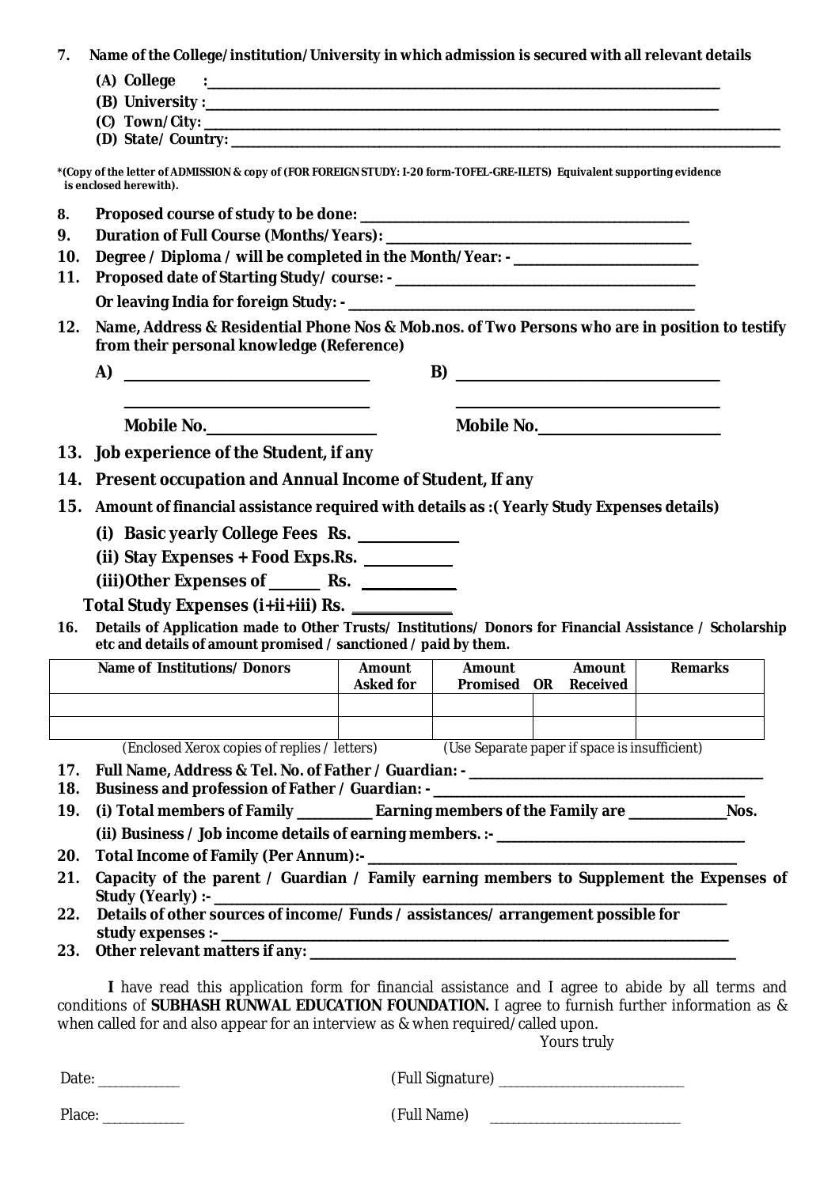7. **Name of the College/institution/University in which admission is secured with all relevant details**

   **(A) College :**\_\_\_\_\_\_\_\_\_\_\_\_\_\_\_\_\_\_\_\_\_\_\_\_\_\_\_\_\_\_\_\_\_\_\_\_\_\_\_\_\_\_\_\_\_\_\_\_

   **(B) University :**\_\_\_\_\_\_\_\_\_\_\_\_\_\_\_\_\_\_\_\_\_\_\_\_\_\_\_\_\_\_\_\_\_\_\_\_\_\_\_\_\_\_\_\_\_\_\_\_

   **(C) Town/City:** \_\_\_\_\_\_\_\_\_\_\_\_\_\_\_\_\_\_\_\_\_\_\_\_\_\_\_\_\_\_\_\_\_\_\_\_\_\_\_\_\_\_\_\_\_\_\_\_\_\_\_\_

   **(D) State/ Country:** \_\_\_\_\_\_\_\_\_\_\_\_\_\_\_\_\_\_\_\_\_\_\_\_\_\_\_\_\_\_\_\_\_\_\_\_\_\_\_\_\_\_\_\_\_\_\_\_\_\_

**\*(Copy of the letter of ADMISSION & copy of (FOR FOREIGN STUDY: I-20 form-TOFEL-GRE-ILETS) Equivalent supporting evidence is enclosed herewith).**

8. **Proposed course of study to be done:** \_\_\_\_\_\_\_\_\_\_\_\_\_\_\_\_\_\_\_\_\_\_\_\_\_\_\_\_\_\_\_\_\_\_\_\_
9. **Duration of Full Course (Months/Years):** \_\_\_\_\_\_\_\_\_\_\_\_\_\_\_\_\_\_\_\_\_\_\_\_\_\_\_\_\_\_\_\_\_\_
10. **Degree / Diploma / will be completed in the Month/Year: -** \_\_\_\_\_\_\_\_\_\_\_\_\_\_\_\_\_\_\_\_\_\_
11. **Proposed date of Starting Study/ course: -** \_\_\_\_\_\_\_\_\_\_\_\_\_\_\_\_\_\_\_\_\_\_\_\_\_\_\_\_\_\_\_\_\_

    **Or leaving India for foreign Study: -** \_\_\_\_\_\_\_\_\_\_\_\_\_\_\_\_\_\_\_\_\_\_\_\_\_\_\_\_\_\_\_\_\_\_\_\_\_

12. **Name, Address & Residential Phone Nos & Mob.nos. of Two Persons who are in position to testify from their personal knowledge (Reference)**

    **A)** \_\_\_\_\_\_\_\_\_\_\_\_\_\_\_\_\_\_\_\_\_\_\_\_\_\_ **B)** \_\_\_\_\_\_\_\_\_\_\_\_\_\_\_\_\_\_\_\_\_\_\_\_\_\_

    \_\_\_\_\_\_\_\_\_\_\_\_\_\_\_\_\_\_\_\_\_\_\_\_\_\_ \_\_\_\_\_\_\_\_\_\_\_\_\_\_\_\_\_\_\_\_\_\_\_\_\_\_

    **Mobile No.**\_\_\_\_\_\_\_\_\_\_\_\_\_\_\_\_\_\_ **Mobile No.**\_\_\_\_\_\_\_\_\_\_\_\_\_\_\_\_\_\_

13. **Job experience of the Student, if any**
14. **Present occupation and Annual Income of Student, If any**
15. **Amount of financial assistance required with details as :( Yearly Study Expenses details)**

    **(i) Basic yearly College Fees Rs.** \_\_\_\_\_\_\_\_\_\_

    **(ii) Stay Expenses + Food Exps.Rs.** \_\_\_\_\_\_\_\_\_\_

    **(iii)Other Expenses of** \_\_\_\_\_\_ **Rs.** \_\_\_\_\_\_\_\_\_\_

    **Total Study Expenses (i+ii+iii) Rs.** \_\_\_\_\_\_\_\_\_\_

16. **Details of Application made to Other Trusts/ Institutions/ Donors for Financial Assistance / Scholarship etc and details of amount promised / sanctioned / paid by them.**

| Name of Institutions/ Donors | Amount Asked for | Amount Promised OR | Amount Received | Remarks |
|---|---|---|---|---|
| | | | | |
| | | | | |

(Enclosed Xerox copies of replies / letters) (Use Separate paper if space is insufficient)

17. **Full Name, Address & Tel. No. of Father / Guardian: -** \_\_\_\_\_\_\_\_\_\_\_\_\_\_\_\_\_\_\_\_\_\_\_\_\_\_\_\_
18. **Business and profession of Father / Guardian: -** \_\_\_\_\_\_\_\_\_\_\_\_\_\_\_\_\_\_\_\_\_\_\_\_\_\_\_\_\_\_
19. **(i) Total members of Family** \_\_\_\_\_\_\_\_ **Earning members of the Family are** \_\_\_\_\_\_\_\_\_\_**Nos.**

    **(ii) Business / Job income details of earning members. :-** \_\_\_\_\_\_\_\_\_\_\_\_\_\_\_\_\_\_\_\_\_\_\_\_

20. **Total Income of Family (Per Annum):-** \_\_\_\_\_\_\_\_\_\_\_\_\_\_\_\_\_\_\_\_\_\_\_\_\_\_\_\_\_\_\_\_\_\_\_\_\_\_
21. **Capacity of the parent / Guardian / Family earning members to Supplement the Expenses of Study (Yearly) :-** \_\_\_\_\_\_\_\_\_\_\_\_\_\_\_\_\_\_\_\_\_\_\_\_\_\_\_\_\_\_\_\_\_\_\_\_\_\_\_\_\_\_\_\_\_\_\_\_\_\_
22. **Details of other sources of income/ Funds / assistances/ arrangement possible for study expenses :-** \_\_\_\_\_\_\_\_\_\_\_\_\_\_\_\_\_\_\_\_\_\_\_\_\_\_\_\_\_\_\_\_\_\_\_\_\_\_\_\_\_\_\_\_\_\_\_\_\_\_
23. **Other relevant matters if any:** \_\_\_\_\_\_\_\_\_\_\_\_\_\_\_\_\_\_\_\_\_\_\_\_\_\_\_\_\_\_\_\_\_\_\_\_\_\_\_\_\_\_

**I** have read this application form for financial assistance and I agree to abide by all terms and conditions of **SUBHASH RUNWAL EDUCATION FOUNDATION.** I agree to furnish further information as & when called for and also appear for an interview as & when required/called upon.

Yours truly

Date: \_\_\_\_\_\_\_\_\_\_ (Full Signature) \_\_\_\_\_\_\_\_\_\_\_\_\_\_\_\_\_\_\_\_

Place: \_\_\_\_\_\_\_\_\_\_ (Full Name) \_\_\_\_\_\_\_\_\_\_\_\_\_\_\_\_\_\_\_\_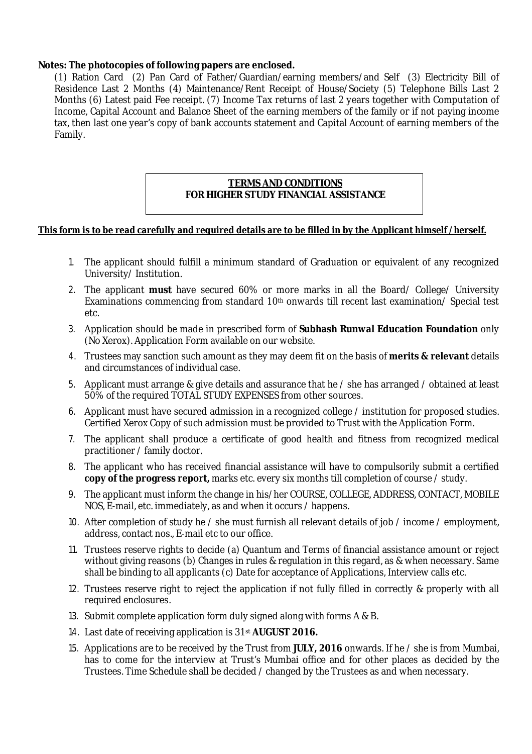**Notes: The photocopies of following papers are enclosed.**

(1) Ration Card (2) Pan Card of Father/Guardian/earning members/and Self (3) Electricity Bill of Residence Last 2 Months (4) Maintenance/Rent Receipt of House/Society (5) Telephone Bills Last 2 Months (6) Latest paid Fee receipt. (7) Income Tax returns of last 2 years together with Computation of Income, Capital Account and Balance Sheet of the earning members of the family or if not paying income tax, then last one year's copy of bank accounts statement and Capital Account of earning members of the Family.

## TERMS AND CONDITIONS
## FOR HIGHER STUDY FINANCIAL ASSISTANCE

**This form is to be read carefully and required details are to be filled in by the Applicant himself / herself.**

1. The applicant should fulfill a minimum standard of Graduation or equivalent of any recognized University/ Institution.
2. The applicant **must** have secured 60% or more marks in all the Board/ College/ University Examinations commencing from standard 10th onwards till recent last examination/ Special test etc.
3. Application should be made in prescribed form of **Subhash Runwal Education Foundation** only (No Xerox). Application Form available on our website.
4. Trustees may sanction such amount as they may deem fit on the basis of **merits & relevant** details and circumstances of individual case.
5. Applicant must arrange & give details and assurance that he / she has arranged / obtained at least 50% of the required TOTAL STUDY EXPENSES from other sources.
6. Applicant must have secured admission in a recognized college / institution for proposed studies. Certified Xerox Copy of such admission must be provided to Trust with the Application Form.
7. The applicant shall produce a certificate of good health and fitness from recognized medical practitioner / family doctor.
8. The applicant who has received financial assistance will have to compulsorily submit a certified **copy of the progress report,** marks etc. every six months till completion of course / study.
9. The applicant must inform the change in his/her COURSE, COLLEGE, ADDRESS, CONTACT, MOBILE NOS, E-mail, etc. immediately, as and when it occurs / happens.
10. After completion of study he / she must furnish all relevant details of job / income / employment, address, contact nos., E-mail etc to our office.
11. Trustees reserve rights to decide (a) Quantum and Terms of financial assistance amount or reject without giving reasons (b) Changes in rules & regulation in this regard, as & when necessary. Same shall be binding to all applicants (c) Date for acceptance of Applications, Interview calls etc.
12. Trustees reserve right to reject the application if not fully filled in correctly & properly with all required enclosures.
13. Submit complete application form duly signed along with forms A & B.
14. Last date of receiving application is 31st **AUGUST 2016.**
15. Applications are to be received by the Trust from **JULY, 2016** onwards. If he / she is from Mumbai, has to come for the interview at Trust's Mumbai office and for other places as decided by the Trustees. Time Schedule shall be decided / changed by the Trustees as and when necessary.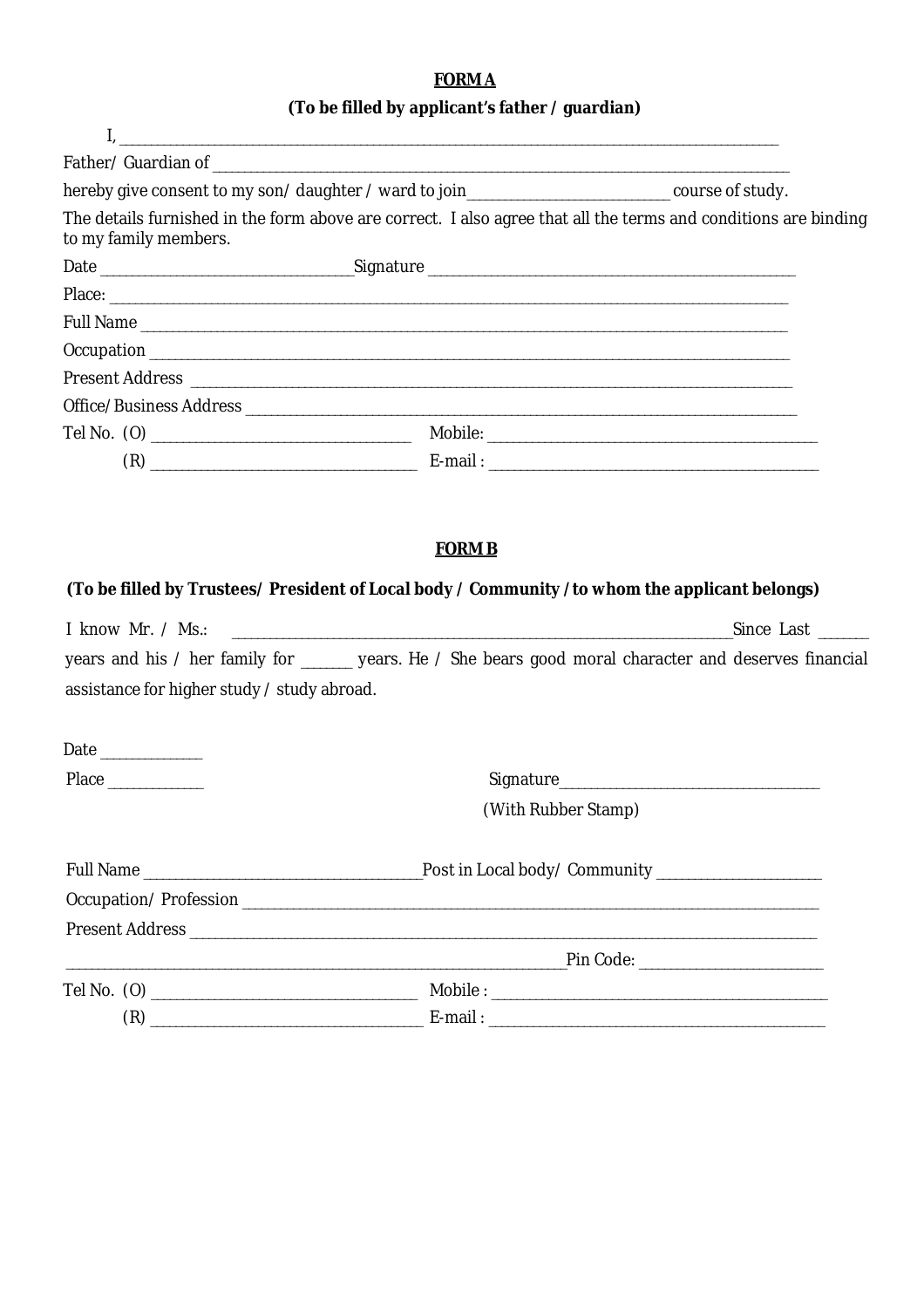**FORM A**

**(To be filled by applicant's father / guardian)**

I, ___________________________________________________________________________

Father/ Guardian of ___________________________________________________________________

hereby give consent to my son/ daughter / ward to join__________________________ course of study.

The details furnished in the form above are correct. I also agree that all the terms and conditions are binding to my family members.

Date _________________________________Signature ________________________________________________

Place: _____________________________________________________________________________________

Full Name __________________________________________________________________________________

Occupation _________________________________________________________________________________

Present Address _____________________________________________________________________________

Office/Business Address ______________________________________________________________________

Tel No. (O) __________________________________ Mobile: ____________________________________________

(R) __________________________________ E-mail : ____________________________________________

**FORM B**

**(To be filled by Trustees/ President of Local body / Community / to whom the applicant belongs)**

I know Mr. / Ms.: _________________________________________________________________Since Last ______ years and his / her family for ______ years. He / She bears good moral character and deserves financial assistance for higher study / study abroad.

Date ____________

Place ____________

Signature__________________________________

(With Rubber Stamp)

Full Name ____________________________________Post in Local body/ Community ______________________

Occupation/ Profession ________________________________________________________________________

Present Address _____________________________________________________________________________

____________________________________________________________________Pin Code: ________________________

Tel No. (O) __________________________________ Mobile : ____________________________________________

(R) __________________________________ E-mail : ____________________________________________